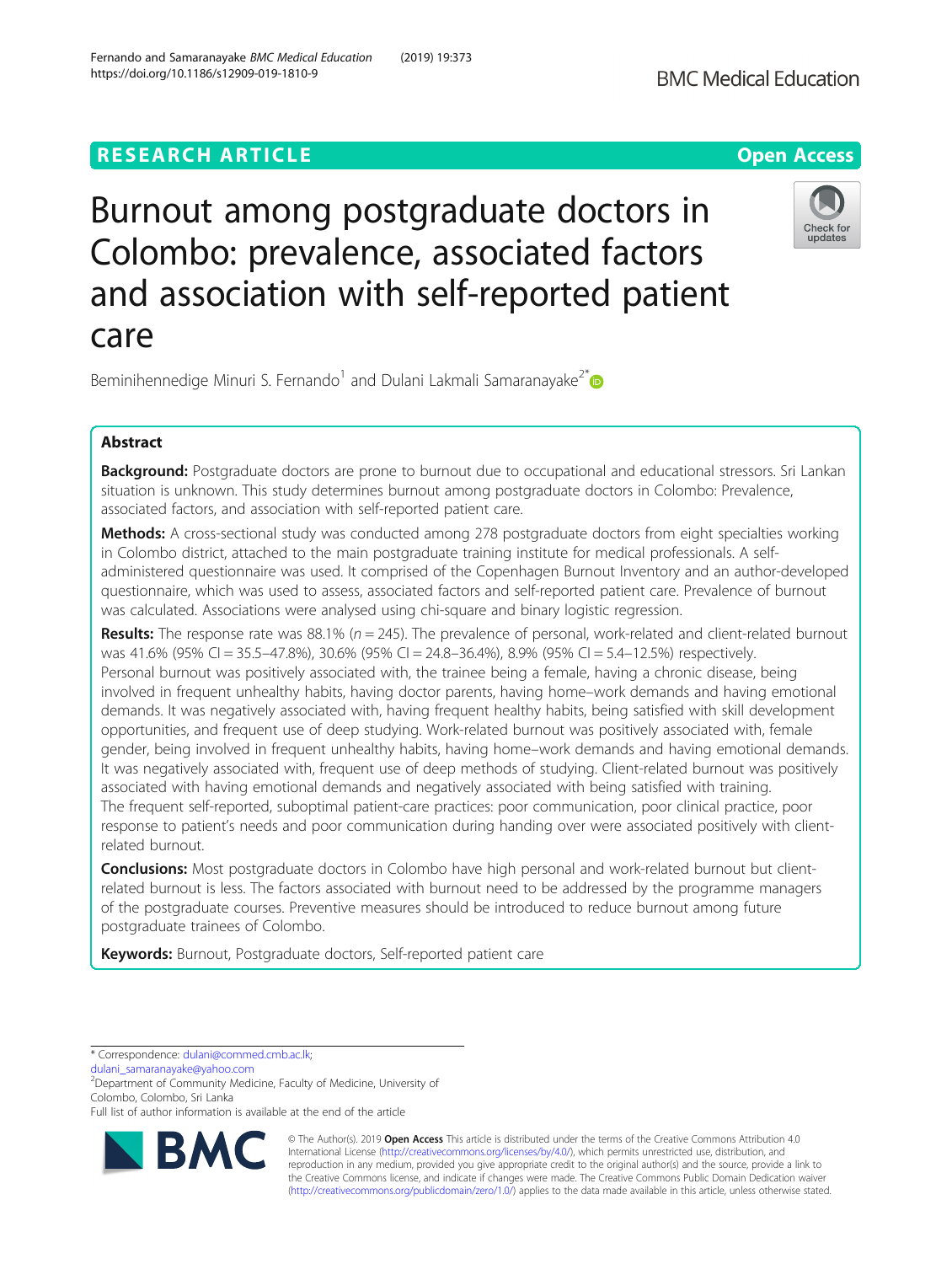RESEARCH ARTICLE

Open Access

# Burnout among postgraduate doctors in Colombo: prevalence, associated factors and association with self-reported patient care

Beminihennedige Minuri S. Fernando[1] and Dulani Lakmali Samaranayake[2*]

## Abstract

**Background:** Postgraduate doctors are prone to burnout due to occupational and educational stressors. Sri Lankan situation is unknown. This study determines burnout among postgraduate doctors in Colombo: Prevalence, associated factors, and association with self-reported patient care.

**Methods:** A cross-sectional study was conducted among 278 postgraduate doctors from eight specialties working in Colombo district, attached to the main postgraduate training institute for medical professionals. A self-administered questionnaire was used. It comprised of the Copenhagen Burnout Inventory and an author-developed questionnaire, which was used to assess, associated factors and self-reported patient care. Prevalence of burnout was calculated. Associations were analysed using chi-square and binary logistic regression.

**Results:** The response rate was 88.1% ($n = 245$). The prevalence of personal, work-related and client-related burnout was 41.6% (95% CI = 35.5–47.8%), 30.6% (95% CI = 24.8–36.4%), 8.9% (95% CI = 5.4–12.5%) respectively. Personal burnout was positively associated with, the trainee being a female, having a chronic disease, being involved in frequent unhealthy habits, having doctor parents, having home–work demands and having emotional demands. It was negatively associated with, having frequent healthy habits, being satisfied with skill development opportunities, and frequent use of deep studying. Work-related burnout was positively associated with, female gender, being involved in frequent unhealthy habits, having home–work demands and having emotional demands. It was negatively associated with, frequent use of deep methods of studying. Client-related burnout was positively associated with having emotional demands and negatively associated with being satisfied with training. The frequent self-reported, suboptimal patient-care practices: poor communication, poor clinical practice, poor response to patient's needs and poor communication during handing over were associated positively with client-related burnout.

**Conclusions:** Most postgraduate doctors in Colombo have high personal and work-related burnout but client-related burnout is less. The factors associated with burnout need to be addressed by the programme managers of the postgraduate courses. Preventive measures should be introduced to reduce burnout among future postgraduate trainees of Colombo.

**Keywords:** Burnout, Postgraduate doctors, Self-reported patient care

\* Correspondence: dulani@commed.cmb.ac.lk; dulani_samaranayake@yahoo.com
[2]Department of Community Medicine, Faculty of Medicine, University of Colombo, Colombo, Sri Lanka
Full list of author information is available at the end of the article

© The Author(s). 2019 **Open Access** This article is distributed under the terms of the Creative Commons Attribution 4.0 International License (http://creativecommons.org/licenses/by/4.0/), which permits unrestricted use, distribution, and reproduction in any medium, provided you give appropriate credit to the original author(s) and the source, provide a link to the Creative Commons license, and indicate if changes were made. The Creative Commons Public Domain Dedication waiver (http://creativecommons.org/publicdomain/zero/1.0/) applies to the data made available in this article, unless otherwise stated.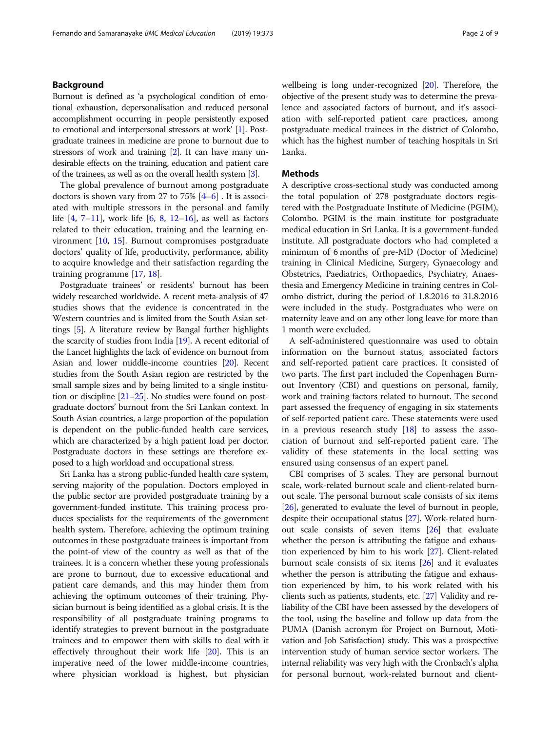## Background

Burnout is defined as 'a psychological condition of emotional exhaustion, depersonalisation and reduced personal accomplishment occurring in people persistently exposed to emotional and interpersonal stressors at work' [1]. Postgraduate trainees in medicine are prone to burnout due to stressors of work and training [2]. It can have many undesirable effects on the training, education and patient care of the trainees, as well as on the overall health system [3].

The global prevalence of burnout among postgraduate doctors is shown vary from 27 to 75% [4–6] . It is associated with multiple stressors in the personal and family life [4, 7–11], work life [6, 8, 12–16], as well as factors related to their education, training and the learning environment [10, 15]. Burnout compromises postgraduate doctors' quality of life, productivity, performance, ability to acquire knowledge and their satisfaction regarding the training programme [17, 18].

Postgraduate trainees' or residents' burnout has been widely researched worldwide. A recent meta-analysis of 47 studies shows that the evidence is concentrated in the Western countries and is limited from the South Asian settings [5]. A literature review by Bangal further highlights the scarcity of studies from India [19]. A recent editorial of the Lancet highlights the lack of evidence on burnout from Asian and lower middle-income countries [20]. Recent studies from the South Asian region are restricted by the small sample sizes and by being limited to a single institution or discipline [21–25]. No studies were found on postgraduate doctors' burnout from the Sri Lankan context. In South Asian countries, a large proportion of the population is dependent on the public-funded health care services, which are characterized by a high patient load per doctor. Postgraduate doctors in these settings are therefore exposed to a high workload and occupational stress.

Sri Lanka has a strong public-funded health care system, serving majority of the population. Doctors employed in the public sector are provided postgraduate training by a government-funded institute. This training process produces specialists for the requirements of the government health system. Therefore, achieving the optimum training outcomes in these postgraduate trainees is important from the point-of view of the country as well as that of the trainees. It is a concern whether these young professionals are prone to burnout, due to excessive educational and patient care demands, and this may hinder them from achieving the optimum outcomes of their training. Physician burnout is being identified as a global crisis. It is the responsibility of all postgraduate training programs to identify strategies to prevent burnout in the postgraduate trainees and to empower them with skills to deal with it effectively throughout their work life [20]. This is an imperative need of the lower middle-income countries, where physician workload is highest, but physician wellbeing is long under-recognized [20]. Therefore, the objective of the present study was to determine the prevalence and associated factors of burnout, and it's association with self-reported patient care practices, among postgraduate medical trainees in the district of Colombo, which has the highest number of teaching hospitals in Sri Lanka.

## Methods

A descriptive cross-sectional study was conducted among the total population of 278 postgraduate doctors registered with the Postgraduate Institute of Medicine (PGIM), Colombo. PGIM is the main institute for postgraduate medical education in Sri Lanka. It is a government-funded institute. All postgraduate doctors who had completed a minimum of 6 months of pre-MD (Doctor of Medicine) training in Clinical Medicine, Surgery, Gynaecology and Obstetrics, Paediatrics, Orthopaedics, Psychiatry, Anaesthesia and Emergency Medicine in training centres in Colombo district, during the period of 1.8.2016 to 31.8.2016 were included in the study. Postgraduates who were on maternity leave and on any other long leave for more than 1 month were excluded.

A self-administered questionnaire was used to obtain information on the burnout status, associated factors and self-reported patient care practices. It consisted of two parts. The first part included the Copenhagen Burnout Inventory (CBI) and questions on personal, family, work and training factors related to burnout. The second part assessed the frequency of engaging in six statements of self-reported patient care. These statements were used in a previous research study [18] to assess the association of burnout and self-reported patient care. The validity of these statements in the local setting was ensured using consensus of an expert panel.

CBI comprises of 3 scales. They are personal burnout scale, work-related burnout scale and client-related burnout scale. The personal burnout scale consists of six items [26], generated to evaluate the level of burnout in people, despite their occupational status [27]. Work-related burnout scale consists of seven items [26] that evaluate whether the person is attributing the fatigue and exhaustion experienced by him to his work [27]. Client-related burnout scale consists of six items [26] and it evaluates whether the person is attributing the fatigue and exhaustion experienced by him, to his work related with his clients such as patients, students, etc. [27] Validity and reliability of the CBI have been assessed by the developers of the tool, using the baseline and follow up data from the PUMA (Danish acronym for Project on Burnout, Motivation and Job Satisfaction) study. This was a prospective intervention study of human service sector workers. The internal reliability was very high with the Cronbach's alpha for personal burnout, work-related burnout and client-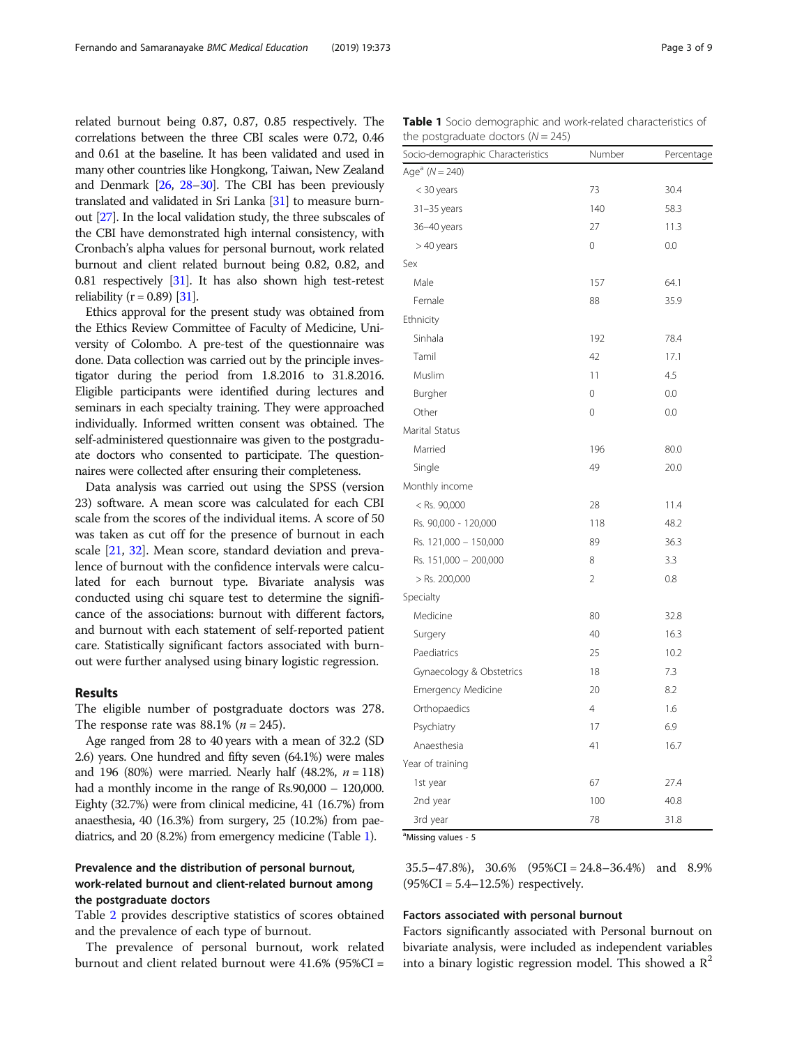related burnout being 0.87, 0.87, 0.85 respectively. The correlations between the three CBI scales were 0.72, 0.46 and 0.61 at the baseline. It has been validated and used in many other countries like Hongkong, Taiwan, New Zealand and Denmark [26, 28–30]. The CBI has been previously translated and validated in Sri Lanka [31] to measure burnout [27]. In the local validation study, the three subscales of the CBI have demonstrated high internal consistency, with Cronbach's alpha values for personal burnout, work related burnout and client related burnout being 0.82, 0.82, and 0.81 respectively [31]. It has also shown high test-retest reliability (r = 0.89) [31].

Ethics approval for the present study was obtained from the Ethics Review Committee of Faculty of Medicine, University of Colombo. A pre-test of the questionnaire was done. Data collection was carried out by the principle investigator during the period from 1.8.2016 to 31.8.2016. Eligible participants were identified during lectures and seminars in each specialty training. They were approached individually. Informed written consent was obtained. The self-administered questionnaire was given to the postgraduate doctors who consented to participate. The questionnaires were collected after ensuring their completeness.

Data analysis was carried out using the SPSS (version 23) software. A mean score was calculated for each CBI scale from the scores of the individual items. A score of 50 was taken as cut off for the presence of burnout in each scale [21, 32]. Mean score, standard deviation and prevalence of burnout with the confidence intervals were calculated for each burnout type. Bivariate analysis was conducted using chi square test to determine the significance of the associations: burnout with different factors, and burnout with each statement of self-reported patient care. Statistically significant factors associated with burnout were further analysed using binary logistic regression.

## Results

The eligible number of postgraduate doctors was 278. The response rate was 88.1% (*n* = 245).

Age ranged from 28 to 40 years with a mean of 32.2 (SD 2.6) years. One hundred and fifty seven (64.1%) were males and 196 (80%) were married. Nearly half (48.2%, *n* = 118) had a monthly income in the range of Rs.90,000 – 120,000. Eighty (32.7%) were from clinical medicine, 41 (16.7%) from anaesthesia, 40 (16.3%) from surgery, 25 (10.2%) from paediatrics, and 20 (8.2%) from emergency medicine (Table 1).

**Table 1** Socio demographic and work-related characteristics of the postgraduate doctors (*N* = 245)

| Socio-demographic Characteristics | Number | Percentage |
|---|---|---|
| Age[a] (N = 240) | | |
| < 30 years | 73 | 30.4 |
| 31–35 years | 140 | 58.3 |
| 36–40 years | 27 | 11.3 |
| > 40 years | 0 | 0.0 |
| Sex | | |
| Male | 157 | 64.1 |
| Female | 88 | 35.9 |
| Ethnicity | | |
| Sinhala | 192 | 78.4 |
| Tamil | 42 | 17.1 |
| Muslim | 11 | 4.5 |
| Burgher | 0 | 0.0 |
| Other | 0 | 0.0 |
| Marital Status | | |
| Married | 196 | 80.0 |
| Single | 49 | 20.0 |
| Monthly income | | |
| < Rs. 90,000 | 28 | 11.4 |
| Rs. 90,000 - 120,000 | 118 | 48.2 |
| Rs. 121,000 – 150,000 | 89 | 36.3 |
| Rs. 151,000 – 200,000 | 8 | 3.3 |
| > Rs. 200,000 | 2 | 0.8 |
| Specialty | | |
| Medicine | 80 | 32.8 |
| Surgery | 40 | 16.3 |
| Paediatrics | 25 | 10.2 |
| Gynaecology & Obstetrics | 18 | 7.3 |
| Emergency Medicine | 20 | 8.2 |
| Orthopaedics | 4 | 1.6 |
| Psychiatry | 17 | 6.9 |
| Anaesthesia | 41 | 16.7 |
| Year of training | | |
| 1st year | 67 | 27.4 |
| 2nd year | 100 | 40.8 |
| 3rd year | 78 | 31.8 |

[a]Missing values - 5

### Prevalence and the distribution of personal burnout, work-related burnout and client-related burnout among the postgraduate doctors

Table 2 provides descriptive statistics of scores obtained and the prevalence of each type of burnout.

The prevalence of personal burnout, work related burnout and client related burnout were 41.6% (95%CI = 35.5–47.8%), 30.6% (95%CI = 24.8–36.4%) and 8.9% (95%CI = 5.4–12.5%) respectively.

### Factors associated with personal burnout

Factors significantly associated with Personal burnout on bivariate analysis, were included as independent variables into a binary logistic regression model. This showed a $R^2$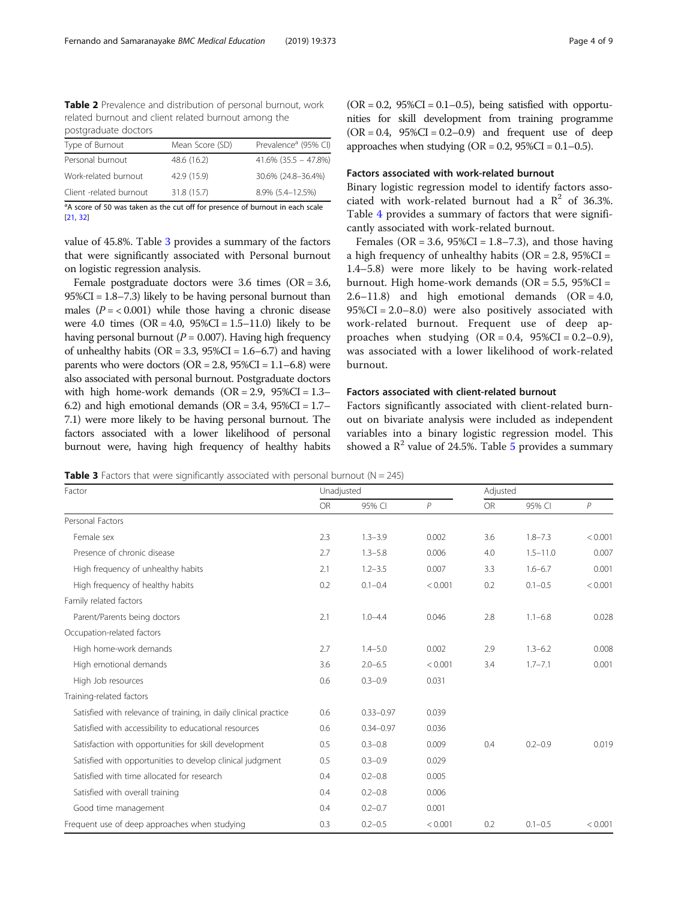**Table 2** Prevalence and distribution of personal burnout, work related burnout and client related burnout among the postgraduate doctors

| Type of Burnout | Mean Score (SD) | Prevalence[a] (95% CI) |
|---|---|---|
| Personal burnout | 48.6 (16.2) | 41.6% (35.5 – 47.8%) |
| Work-related burnout | 42.9 (15.9) | 30.6% (24.8–36.4%) |
| Client -related burnout | 31.8 (15.7) | 8.9% (5.4–12.5%) |

[a]A score of 50 was taken as the cut off for presence of burnout in each scale [21, 32]

value of 45.8%. Table 3 provides a summary of the factors that were significantly associated with Personal burnout on logistic regression analysis.

Female postgraduate doctors were 3.6 times (OR = 3.6, 95%CI = 1.8–7.3) likely to be having personal burnout than males ($P = < 0.001$) while those having a chronic disease were 4.0 times (OR = 4.0, 95%CI = 1.5–11.0) likely to be having personal burnout ($P = 0.007$). Having high frequency of unhealthy habits (OR = 3.3, 95%CI = 1.6–6.7) and having parents who were doctors (OR = 2.8, 95%CI = 1.1–6.8) were also associated with personal burnout. Postgraduate doctors with high home-work demands (OR = 2.9, 95%CI = 1.3–6.2) and high emotional demands (OR = 3.4, 95%CI = 1.7–7.1) were more likely to be having personal burnout. The factors associated with a lower likelihood of personal burnout were, having high frequency of healthy habits (OR = 0.2, 95%CI = 0.1–0.5), being satisfied with opportunities for skill development from training programme (OR = 0.4, 95%CI = 0.2–0.9) and frequent use of deep approaches when studying (OR = 0.2, 95%CI = 0.1–0.5).

### Factors associated with work-related burnout

Binary logistic regression model to identify factors associated with work-related burnout had a $R^2$ of 36.3%. Table 4 provides a summary of factors that were significantly associated with work-related burnout.

Females (OR = 3.6, 95%CI = 1.8–7.3), and those having a high frequency of unhealthy habits (OR = 2.8, 95%CI = 1.4–5.8) were more likely to be having work-related burnout. High home-work demands (OR = 5.5, 95%CI = 2.6–11.8) and high emotional demands (OR = 4.0, 95%CI = 2.0–8.0) were also positively associated with work-related burnout. Frequent use of deep approaches when studying (OR = 0.4, 95%CI = 0.2–0.9), was associated with a lower likelihood of work-related burnout.

### Factors associated with client-related burnout

Factors significantly associated with client-related burnout on bivariate analysis were included as independent variables into a binary logistic regression model. This showed a $R^2$ value of 24.5%. Table 5 provides a summary

**Table 3** Factors that were significantly associated with personal burnout (N = 245)

| Factor | Unadjusted | | | Adjusted | | |
|---|---|---|---|---|---|---|
| | OR | 95% CI | $P$ | OR | 95% CI | $P$ |
| Personal Factors | | | | | | |
| Female sex | 2.3 | 1.3–3.9 | 0.002 | 3.6 | 1.8–7.3 | < 0.001 |
| Presence of chronic disease | 2.7 | 1.3–5.8 | 0.006 | 4.0 | 1.5–11.0 | 0.007 |
| High frequency of unhealthy habits | 2.1 | 1.2–3.5 | 0.007 | 3.3 | 1.6–6.7 | 0.001 |
| High frequency of healthy habits | 0.2 | 0.1–0.4 | < 0.001 | 0.2 | 0.1–0.5 | < 0.001 |
| Family related factors | | | | | | |
| Parent/Parents being doctors | 2.1 | 1.0–4.4 | 0.046 | 2.8 | 1.1–6.8 | 0.028 |
| Occupation-related factors | | | | | | |
| High home-work demands | 2.7 | 1.4–5.0 | 0.002 | 2.9 | 1.3–6.2 | 0.008 |
| High emotional demands | 3.6 | 2.0–6.5 | < 0.001 | 3.4 | 1.7–7.1 | 0.001 |
| High Job resources | 0.6 | 0.3–0.9 | 0.031 | | | |
| Training-related factors | | | | | | |
| Satisfied with relevance of training, in daily clinical practice | 0.6 | 0.33–0.97 | 0.039 | | | |
| Satisfied with accessibility to educational resources | 0.6 | 0.34–0.97 | 0.036 | | | |
| Satisfaction with opportunities for skill development | 0.5 | 0.3–0.8 | 0.009 | 0.4 | 0.2–0.9 | 0.019 |
| Satisfied with opportunities to develop clinical judgment | 0.5 | 0.3–0.9 | 0.029 | | | |
| Satisfied with time allocated for research | 0.4 | 0.2–0.8 | 0.005 | | | |
| Satisfied with overall training | 0.4 | 0.2–0.8 | 0.006 | | | |
| Good time management | 0.4 | 0.2–0.7 | 0.001 | | | |
| Frequent use of deep approaches when studying | 0.3 | 0.2–0.5 | < 0.001 | 0.2 | 0.1–0.5 | < 0.001 |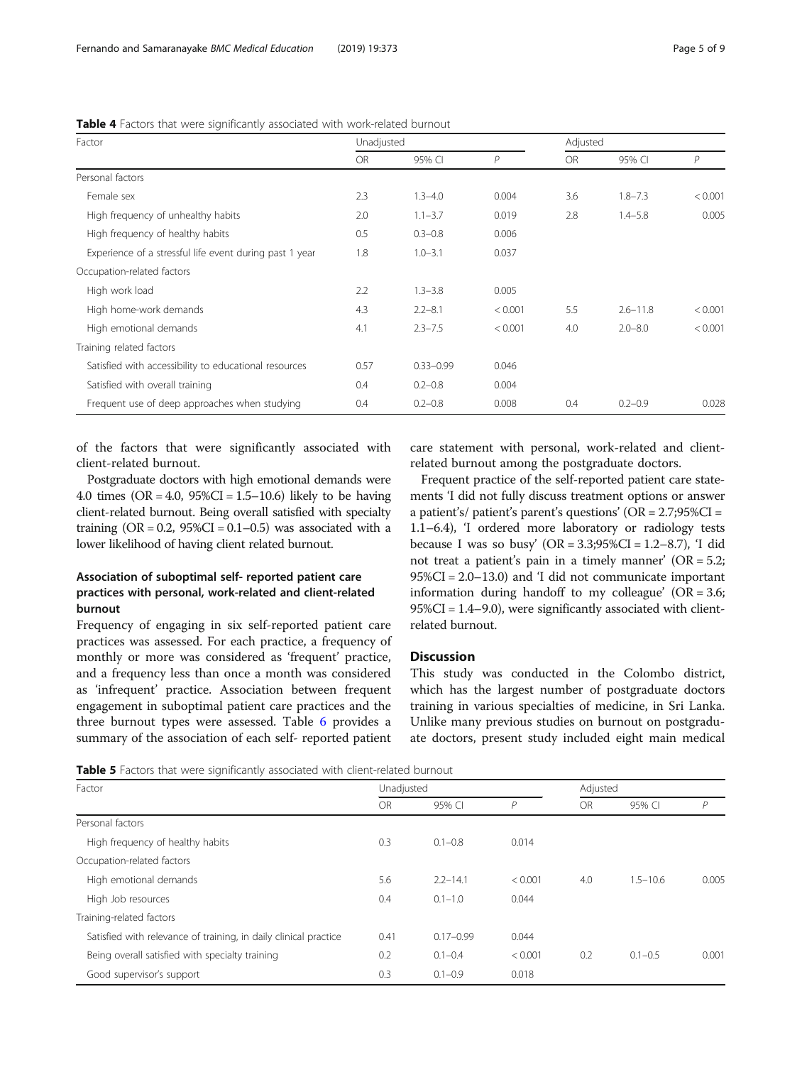**Table 4** Factors that were significantly associated with work-related burnout

| Factor | Unadjusted | | | Adjusted | | |
|---|---|---|---|---|---|---|
| | OR | 95% CI | P | OR | 95% CI | P |
| Personal factors | | | | | | |
| Female sex | 2.3 | 1.3–4.0 | 0.004 | 3.6 | 1.8–7.3 | < 0.001 |
| High frequency of unhealthy habits | 2.0 | 1.1–3.7 | 0.019 | 2.8 | 1.4–5.8 | 0.005 |
| High frequency of healthy habits | 0.5 | 0.3–0.8 | 0.006 | | | |
| Experience of a stressful life event during past 1 year | 1.8 | 1.0–3.1 | 0.037 | | | |
| Occupation-related factors | | | | | | |
| High work load | 2.2 | 1.3–3.8 | 0.005 | | | |
| High home-work demands | 4.3 | 2.2–8.1 | < 0.001 | 5.5 | 2.6–11.8 | < 0.001 |
| High emotional demands | 4.1 | 2.3–7.5 | < 0.001 | 4.0 | 2.0–8.0 | < 0.001 |
| Training related factors | | | | | | |
| Satisfied with accessibility to educational resources | 0.57 | 0.33–0.99 | 0.046 | | | |
| Satisfied with overall training | 0.4 | 0.2–0.8 | 0.004 | | | |
| Frequent use of deep approaches when studying | 0.4 | 0.2–0.8 | 0.008 | 0.4 | 0.2–0.9 | 0.028 |

of the factors that were significantly associated with client-related burnout.

Postgraduate doctors with high emotional demands were 4.0 times (OR = 4.0, 95%CI = 1.5–10.6) likely to be having client-related burnout. Being overall satisfied with specialty training (OR = 0.2, 95%CI = 0.1–0.5) was associated with a lower likelihood of having client related burnout.

### Association of suboptimal self- reported patient care practices with personal, work-related and client-related burnout

Frequency of engaging in six self-reported patient care practices was assessed. For each practice, a frequency of monthly or more was considered as 'frequent' practice, and a frequency less than once a month was considered as 'infrequent' practice. Association between frequent engagement in suboptimal patient care practices and the three burnout types were assessed. Table 6 provides a summary of the association of each self- reported patient care statement with personal, work-related and client-related burnout among the postgraduate doctors.

Frequent practice of the self-reported patient care statements 'I did not fully discuss treatment options or answer a patient's/ patient's parent's questions' (OR = 2.7;95%CI = 1.1–6.4), 'I ordered more laboratory or radiology tests because I was so busy' (OR = 3.3;95%CI = 1.2–8.7), 'I did not treat a patient's pain in a timely manner' (OR = 5.2; 95%CI = 2.0–13.0) and 'I did not communicate important information during handoff to my colleague' (OR = 3.6; 95%CI = 1.4–9.0), were significantly associated with client-related burnout.

## Discussion

This study was conducted in the Colombo district, which has the largest number of postgraduate doctors training in various specialties of medicine, in Sri Lanka. Unlike many previous studies on burnout on postgraduate doctors, present study included eight main medical

**Table 5** Factors that were significantly associated with client-related burnout

| Factor | Unadjusted | | | Adjusted | | |
|---|---|---|---|---|---|---|
| | OR | 95% CI | P | OR | 95% CI | P |
| Personal factors | | | | | | |
| High frequency of healthy habits | 0.3 | 0.1–0.8 | 0.014 | | | |
| Occupation-related factors | | | | | | |
| High emotional demands | 5.6 | 2.2–14.1 | < 0.001 | 4.0 | 1.5–10.6 | 0.005 |
| High Job resources | 0.4 | 0.1–1.0 | 0.044 | | | |
| Training-related factors | | | | | | |
| Satisfied with relevance of training, in daily clinical practice | 0.41 | 0.17–0.99 | 0.044 | | | |
| Being overall satisfied with specialty training | 0.2 | 0.1–0.4 | < 0.001 | 0.2 | 0.1–0.5 | 0.001 |
| Good supervisor's support | 0.3 | 0.1–0.9 | 0.018 | | | |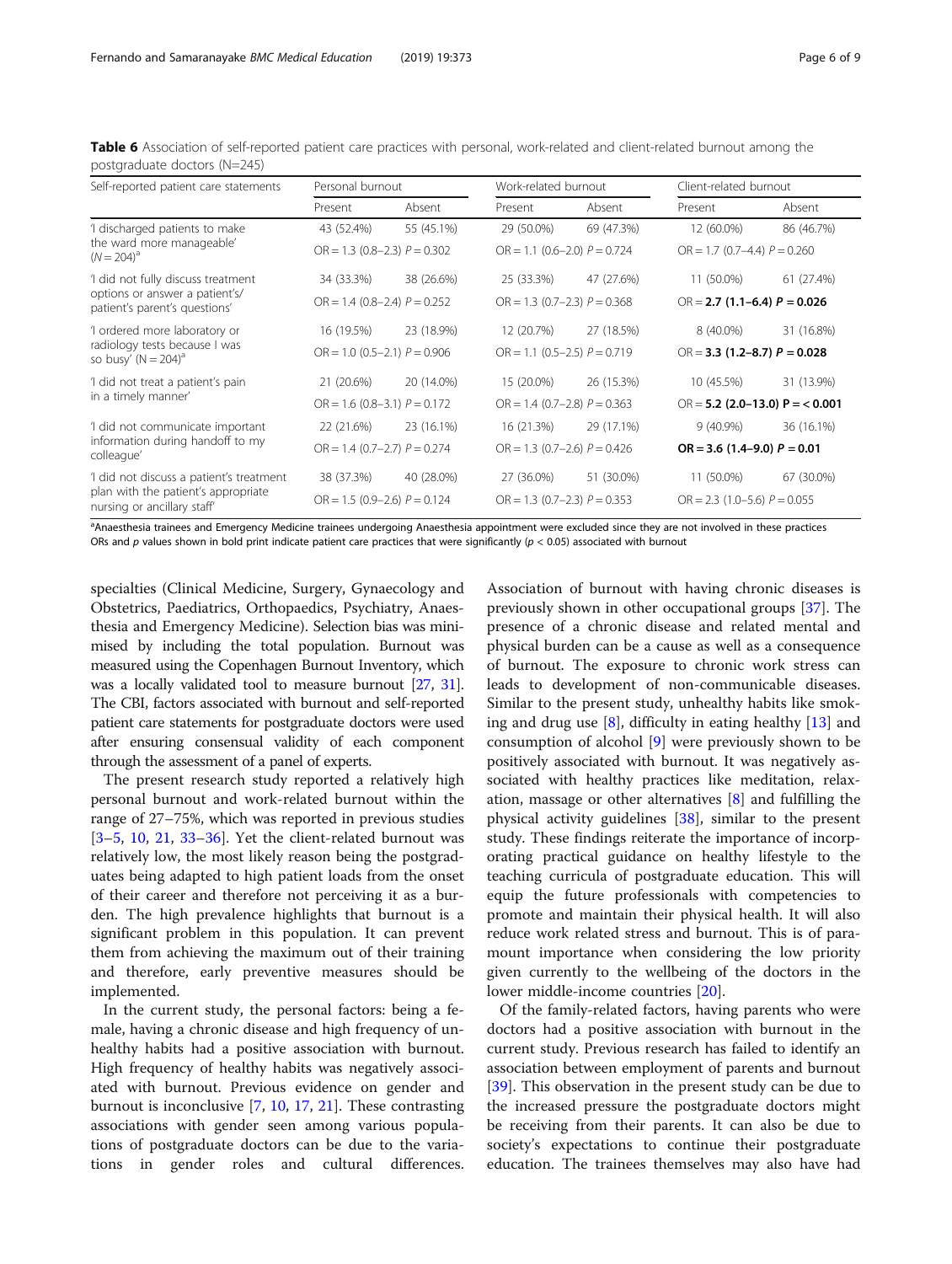**Table 6** Association of self-reported patient care practices with personal, work-related and client-related burnout among the postgraduate doctors (N=245)

| Self-reported patient care statements | Personal burnout | | Work-related burnout | | Client-related burnout | |
|---|---|---|---|---|---|---|
| | Present | Absent | Present | Absent | Present | Absent |
| 'I discharged patients to make the ward more manageable' (N = 204)[a] | 43 (52.4%) | 55 (45.1%) | 29 (50.0%) | 69 (47.3%) | 12 (60.0%) | 86 (46.7%) |
| | OR = 1.3 (0.8–2.3) *P* = 0.302 | | OR = 1.1 (0.6–2.0) *P* = 0.724 | | OR = 1.7 (0.7–4.4) *P* = 0.260 | |
| 'I did not fully discuss treatment options or answer a patient's/ patient's parent's questions' | 34 (33.3%) | 38 (26.6%) | 25 (33.3%) | 47 (27.6%) | 11 (50.0%) | 61 (27.4%) |
| | OR = 1.4 (0.8–2.4) *P* = 0.252 | | OR = 1.3 (0.7–2.3) *P* = 0.368 | | OR = **2.7 (1.1–6.4) *P* = 0.026** | |
| 'I ordered more laboratory or radiology tests because I was so busy' (N = 204)[a] | 16 (19.5%) | 23 (18.9%) | 12 (20.7%) | 27 (18.5%) | 8 (40.0%) | 31 (16.8%) |
| | OR = 1.0 (0.5–2.1) *P* = 0.906 | | OR = 1.1 (0.5–2.5) *P* = 0.719 | | OR = **3.3 (1.2–8.7) *P* = 0.028** | |
| 'I did not treat a patient's pain in a timely manner' | 21 (20.6%) | 20 (14.0%) | 15 (20.0%) | 26 (15.3%) | 10 (45.5%) | 31 (13.9%) |
| | OR = 1.6 (0.8–3.1) *P* = 0.172 | | OR = 1.4 (0.7–2.8) *P* = 0.363 | | OR = **5.2 (2.0–13.0) P = < 0.001** | |
| 'I did not communicate important information during handoff to my colleague' | 22 (21.6%) | 23 (16.1%) | 16 (21.3%) | 29 (17.1%) | 9 (40.9%) | 36 (16.1%) |
| | OR = 1.4 (0.7–2.7) *P* = 0.274 | | OR = 1.3 (0.7–2.6) *P* = 0.426 | | **OR = 3.6 (1.4–9.0) *P* = 0.01** | |
| 'I did not discuss a patient's treatment plan with the patient's appropriate nursing or ancillary staff' | 38 (37.3%) | 40 (28.0%) | 27 (36.0%) | 51 (30.0%) | 11 (50.0%) | 67 (30.0%) |
| | OR = 1.5 (0.9–2.6) *P* = 0.124 | | OR = 1.3 (0.7–2.3) *P* = 0.353 | | OR = 2.3 (1.0–5.6) *P* = 0.055 | |

[a]Anaesthesia trainees and Emergency Medicine trainees undergoing Anaesthesia appointment were excluded since they are not involved in these practices
ORs and *p* values shown in bold print indicate patient care practices that were significantly ($p < 0.05$) associated with burnout

specialties (Clinical Medicine, Surgery, Gynaecology and Obstetrics, Paediatrics, Orthopaedics, Psychiatry, Anaesthesia and Emergency Medicine). Selection bias was minimised by including the total population. Burnout was measured using the Copenhagen Burnout Inventory, which was a locally validated tool to measure burnout [27, 31]. The CBI, factors associated with burnout and self-reported patient care statements for postgraduate doctors were used after ensuring consensual validity of each component through the assessment of a panel of experts.

The present research study reported a relatively high personal burnout and work-related burnout within the range of 27–75%, which was reported in previous studies [3–5, 10, 21, 33–36]. Yet the client-related burnout was relatively low, the most likely reason being the postgraduates being adapted to high patient loads from the onset of their career and therefore not perceiving it as a burden. The high prevalence highlights that burnout is a significant problem in this population. It can prevent them from achieving the maximum out of their training and therefore, early preventive measures should be implemented.

In the current study, the personal factors: being a female, having a chronic disease and high frequency of unhealthy habits had a positive association with burnout. High frequency of healthy habits was negatively associated with burnout. Previous evidence on gender and burnout is inconclusive [7, 10, 17, 21]. These contrasting associations with gender seen among various populations of postgraduate doctors can be due to the variations in gender roles and cultural differences. Association of burnout with having chronic diseases is previously shown in other occupational groups [37]. The presence of a chronic disease and related mental and physical burden can be a cause as well as a consequence of burnout. The exposure to chronic work stress can leads to development of non-communicable diseases. Similar to the present study, unhealthy habits like smoking and drug use [8], difficulty in eating healthy [13] and consumption of alcohol [9] were previously shown to be positively associated with burnout. It was negatively associated with healthy practices like meditation, relaxation, massage or other alternatives [8] and fulfilling the physical activity guidelines [38], similar to the present study. These findings reiterate the importance of incorporating practical guidance on healthy lifestyle to the teaching curricula of postgraduate education. This will equip the future professionals with competencies to promote and maintain their physical health. It will also reduce work related stress and burnout. This is of paramount importance when considering the low priority given currently to the wellbeing of the doctors in the lower middle-income countries [20].

Of the family-related factors, having parents who were doctors had a positive association with burnout in the current study. Previous research has failed to identify an association between employment of parents and burnout [39]. This observation in the present study can be due to the increased pressure the postgraduate doctors might be receiving from their parents. It can also be due to society's expectations to continue their postgraduate education. The trainees themselves may also have had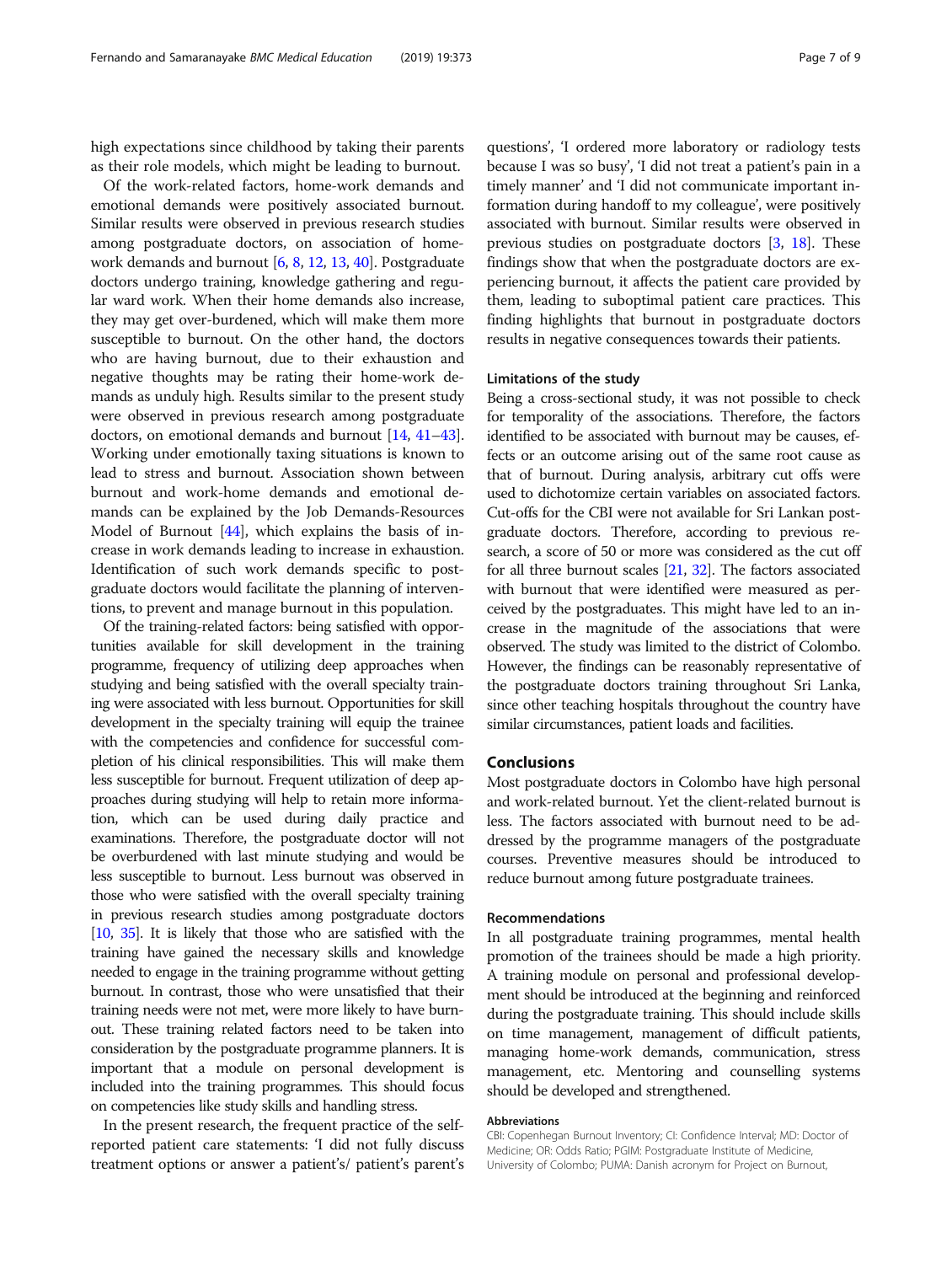high expectations since childhood by taking their parents as their role models, which might be leading to burnout.

Of the work-related factors, home-work demands and emotional demands were positively associated burnout. Similar results were observed in previous research studies among postgraduate doctors, on association of home-work demands and burnout [6, 8, 12, 13, 40]. Postgraduate doctors undergo training, knowledge gathering and regular ward work. When their home demands also increase, they may get over-burdened, which will make them more susceptible to burnout. On the other hand, the doctors who are having burnout, due to their exhaustion and negative thoughts may be rating their home-work demands as unduly high. Results similar to the present study were observed in previous research among postgraduate doctors, on emotional demands and burnout [14, 41–43]. Working under emotionally taxing situations is known to lead to stress and burnout. Association shown between burnout and work-home demands and emotional demands can be explained by the Job Demands-Resources Model of Burnout [44], which explains the basis of increase in work demands leading to increase in exhaustion. Identification of such work demands specific to postgraduate doctors would facilitate the planning of interventions, to prevent and manage burnout in this population.

Of the training-related factors: being satisfied with opportunities available for skill development in the training programme, frequency of utilizing deep approaches when studying and being satisfied with the overall specialty training were associated with less burnout. Opportunities for skill development in the specialty training will equip the trainee with the competencies and confidence for successful completion of his clinical responsibilities. This will make them less susceptible for burnout. Frequent utilization of deep approaches during studying will help to retain more information, which can be used during daily practice and examinations. Therefore, the postgraduate doctor will not be overburdened with last minute studying and would be less susceptible to burnout. Less burnout was observed in those who were satisfied with the overall specialty training in previous research studies among postgraduate doctors [10, 35]. It is likely that those who are satisfied with the training have gained the necessary skills and knowledge needed to engage in the training programme without getting burnout. In contrast, those who were unsatisfied that their training needs were not met, were more likely to have burnout. These training related factors need to be taken into consideration by the postgraduate programme planners. It is important that a module on personal development is included into the training programmes. This should focus on competencies like study skills and handling stress.

In the present research, the frequent practice of the self-reported patient care statements: 'I did not fully discuss treatment options or answer a patient's/ patient's parent's questions', 'I ordered more laboratory or radiology tests because I was so busy', 'I did not treat a patient's pain in a timely manner' and 'I did not communicate important information during handoff to my colleague', were positively associated with burnout. Similar results were observed in previous studies on postgraduate doctors [3, 18]. These findings show that when the postgraduate doctors are experiencing burnout, it affects the patient care provided by them, leading to suboptimal patient care practices. This finding highlights that burnout in postgraduate doctors results in negative consequences towards their patients.

### Limitations of the study

Being a cross-sectional study, it was not possible to check for temporality of the associations. Therefore, the factors identified to be associated with burnout may be causes, effects or an outcome arising out of the same root cause as that of burnout. During analysis, arbitrary cut offs were used to dichotomize certain variables on associated factors. Cut-offs for the CBI were not available for Sri Lankan postgraduate doctors. Therefore, according to previous research, a score of 50 or more was considered as the cut off for all three burnout scales [21, 32]. The factors associated with burnout that were identified were measured as perceived by the postgraduates. This might have led to an increase in the magnitude of the associations that were observed. The study was limited to the district of Colombo. However, the findings can be reasonably representative of the postgraduate doctors training throughout Sri Lanka, since other teaching hospitals throughout the country have similar circumstances, patient loads and facilities.

## Conclusions

Most postgraduate doctors in Colombo have high personal and work-related burnout. Yet the client-related burnout is less. The factors associated with burnout need to be addressed by the programme managers of the postgraduate courses. Preventive measures should be introduced to reduce burnout among future postgraduate trainees.

### Recommendations

In all postgraduate training programmes, mental health promotion of the trainees should be made a high priority. A training module on personal and professional development should be introduced at the beginning and reinforced during the postgraduate training. This should include skills on time management, management of difficult patients, managing home-work demands, communication, stress management, etc. Mentoring and counselling systems should be developed and strengthened.

#### Abbreviations

CBI: Copenhegan Burnout Inventory; CI: Confidence Interval; MD: Doctor of Medicine; OR: Odds Ratio; PGIM: Postgraduate Institute of Medicine, University of Colombo; PUMA: Danish acronym for Project on Burnout,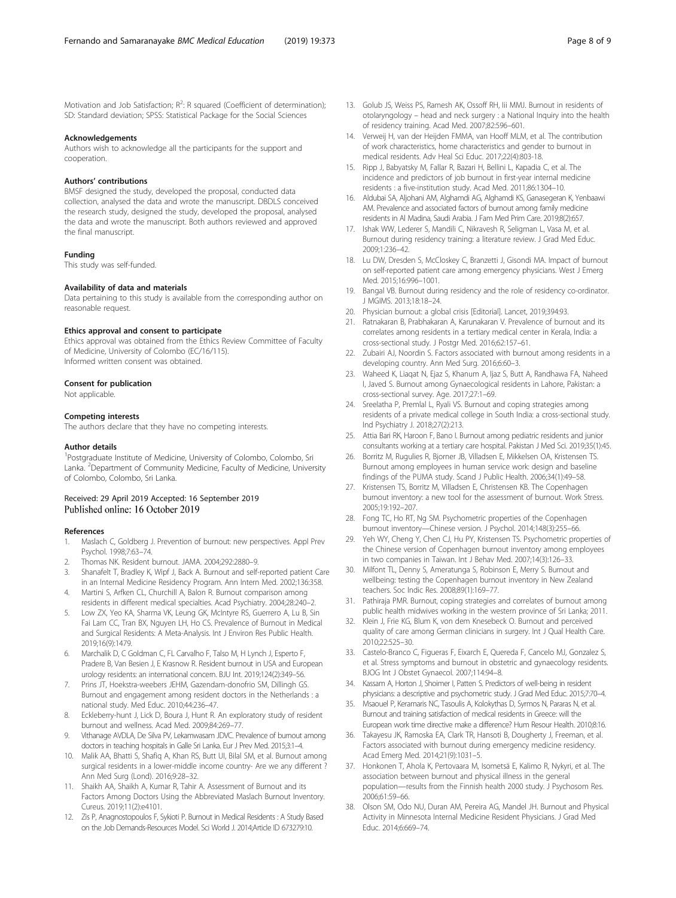Motivation and Job Satisfaction; $R^2$: R squared (Coefficient of determination); SD: Standard deviation; SPSS: Statistical Package for the Social Sciences

### Acknowledgements

Authors wish to acknowledge all the participants for the support and cooperation.

### Authors' contributions

BMSF designed the study, developed the proposal, conducted data collection, analysed the data and wrote the manuscript. DBDLS conceived the research study, designed the study, developed the proposal, analysed the data and wrote the manuscript. Both authors reviewed and approved the final manuscript.

### Funding

This study was self-funded.

### Availability of data and materials

Data pertaining to this study is available from the corresponding author on reasonable request.

### Ethics approval and consent to participate

Ethics approval was obtained from the Ethics Review Committee of Faculty of Medicine, University of Colombo (EC/16/115).
Informed written consent was obtained.

### Consent for publication

Not applicable.

### Competing interests

The authors declare that they have no competing interests.

### Author details

[1]Postgraduate Institute of Medicine, University of Colombo, Colombo, Sri Lanka. [2]Department of Community Medicine, Faculty of Medicine, University of Colombo, Colombo, Sri Lanka.

Received: 29 April 2019 Accepted: 16 September 2019
Published online: 16 October 2019

### References

1. Maslach C, Goldberg J. Prevention of burnout: new perspectives. Appl Prev Psychol. 1998;7:63–74.
2. Thomas NK. Resident burnout. JAMA. 2004;292:2880–9.
3. Shanafelt T, Bradley K, Wipf J, Back A. Burnout and self-reported patient Care in an Internal Medicine Residency Program. Ann Intern Med. 2002;136:358.
4. Martini S, Arfken CL, Churchill A, Balon R. Burnout comparison among residents in different medical specialties. Acad Psychiatry. 2004;28:240–2.
5. Low ZX, Yeo KA, Sharma VK, Leung GK, McIntyre RS, Guerrero A, Lu B, Sin Fai Lam CC, Tran BX, Nguyen LH, Ho CS. Prevalence of Burnout in Medical and Surgical Residents: A Meta-Analysis. Int J Environ Res Public Health. 2019;16(9):1479.
6. Marchalik D, C Goldman C, FL Carvalho F, Talso M, H Lynch J, Esperto F, Pradere B, Van Besien J, E Krasnow R. Resident burnout in USA and European urology residents: an international concern. BJU Int. 2019;124(2):349–56.
7. Prins JT, Hoekstra-weebers JEHM, Gazendam-donofrio SM, Dillingh GS. Burnout and engagement among resident doctors in the Netherlands : a national study. Med Educ. 2010;44:236–47.
8. Eckleberry-hunt J, Lick D, Boura J, Hunt R. An exploratory study of resident burnout and wellness. Acad Med. 2009;84:269–77.
9. Vithanage AVDLA, De Silva PV, Lekamwasam JDVC. Prevalence of burnout among doctors in teaching hospitals in Galle Sri Lanka. Eur J Prev Med. 2015;3:1–4.
10. Malik AA, Bhatti S, Shafiq A, Khan RS, Butt UI, Bilal SM, et al. Burnout among surgical residents in a lower-middle income country- Are we any different ? Ann Med Surg (Lond). 2016;9:28–32.
11. Shaikh AA, Shaikh A, Kumar R, Tahir A. Assessment of Burnout and its Factors Among Doctors Using the Abbreviated Maslach Burnout Inventory. Cureus. 2019;11(2):e4101.
12. Zis P, Anagnostopoulos F, Sykioti P. Burnout in Medical Residents : A Study Based on the Job Demands-Resources Model. Sci World J. 2014;Article ID 673279:10.
13. Golub JS, Weiss PS, Ramesh AK, Ossoff RH, Iii MMJ. Burnout in residents of otolaryngology – head and neck surgery : a National Inquiry into the health of residency training. Acad Med. 2007;82:596–601.
14. Verweij H, van der Heijden FMMA, van Hooff MLM, et al. The contribution of work characteristics, home characteristics and gender to burnout in medical residents. Adv Heal Sci Educ. 2017;22(4):803-18.
15. Ripp J, Babyatsky M, Fallar R, Bazari H, Bellini L, Kapadia C, et al. The incidence and predictors of job burnout in first-year internal medicine residents : a five-institution study. Acad Med. 2011;86:1304–10.
16. Aldubai SA, Aljohani AM, Alghamdi AG, Alghamdi KS, Ganasegeran K, Yenbaawi AM. Prevalence and associated factors of burnout among family medicine residents in Al Madina, Saudi Arabia. J Fam Med Prim Care. 2019;8(2):657.
17. Ishak WW, Lederer S, Mandili C, Nikravesh R, Seligman L, Vasa M, et al. Burnout during residency training: a literature review. J Grad Med Educ. 2009;1:236–42.
18. Lu DW, Dresden S, McCloskey C, Branzetti J, Gisondi MA. Impact of burnout on self-reported patient care among emergency physicians. West J Emerg Med. 2015;16:996–1001.
19. Bangal VB. Burnout during residency and the role of residency co-ordinator. J MGIMS. 2013;18:18–24.
20. Physician burnout: a global crisis [Editorial]. Lancet, 2019;394:93.
21. Ratnakaran B, Prabhakaran A, Karunakaran V. Prevalence of burnout and its correlates among residents in a tertiary medical center in Kerala, India: a cross-sectional study. J Postgr Med. 2016;62:157–61.
22. Zubairi AJ, Noordin S. Factors associated with burnout among residents in a developing country. Ann Med Surg. 2016;6:60–3.
23. Waheed K, Liaqat N, Ejaz S, Khanum A, Ijaz S, Butt A, Randhawa FA, Naheed I, Javed S. Burnout among Gynaecological residents in Lahore, Pakistan: a cross-sectional survey. Age. 2017;27:1–69.
24. Sreelatha P, Premlal L, Ryali VS. Burnout and coping strategies among residents of a private medical college in South India: a cross-sectional study. Ind Psychiatry J. 2018;27(2):213.
25. Attia Bari RK, Haroon F, Bano I. Burnout among pediatric residents and junior consultants working at a tertiary care hospital. Pakistan J Med Sci. 2019;35(1):45.
26. Borritz M, Rugulies R, Bjorner JB, Villadsen E, Mikkelsen OA, Kristensen TS. Burnout among employees in human service work: design and baseline findings of the PUMA study. Scand J Public Health. 2006;34(1):49–58.
27. Kristensen TS, Borritz M, Villadsen E, Christensen KB. The Copenhagen burnout inventory: a new tool for the assessment of burnout. Work Stress. 2005;19:192–207.
28. Fong TC, Ho RT, Ng SM. Psychometric properties of the Copenhagen burnout inventory—Chinese version. J Psychol. 2014;148(3):255–66.
29. Yeh WY, Cheng Y, Chen CJ, Hu PY, Kristensen TS. Psychometric properties of the Chinese version of Copenhagen burnout inventory among employees in two companies in Taiwan. Int J Behav Med. 2007;14(3):126–33.
30. Milfont TL, Denny S, Ameratunga S, Robinson E, Merry S. Burnout and wellbeing: testing the Copenhagen burnout inventory in New Zealand teachers. Soc Indic Res. 2008;89(1):169–77.
31. Pathiraja PMR. Burnout, coping strategies and correlates of burnout among public health midwives working in the western province of Sri Lanka; 2011.
32. Klein J, Frie KG, Blum K, von dem Knesebeck O. Burnout and perceived quality of care among German clinicians in surgery. Int J Qual Health Care. 2010;22:525–30.
33. Castelo-Branco C, Figueras F, Eixarch E, Quereda F, Cancelo MJ, Gonzalez S, et al. Stress symptoms and burnout in obstetric and gynaecology residents. BJOG Int J Obstet Gynaecol. 2007;114:94–8.
34. Kassam A, Horton J, Shoimer I, Patten S. Predictors of well-being in resident physicians: a descriptive and psychometric study. J Grad Med Educ. 2015;7:70–4.
35. Msaouel P, Keramaris NC, Tasoulis A, Kolokythas D, Syrmos N, Pararas N, et al. Burnout and training satisfaction of medical residents in Greece: will the European work time directive make a difference? Hum Resour Health. 2010;8:16.
36. Takayesu JK, Ramoska EA, Clark TR, Hansoti B, Dougherty J, Freeman, et al. Factors associated with burnout during emergency medicine residency. Acad Emerg Med. 2014;21(9):1031–5.
37. Honkonen T, Ahola K, Pertovaara M, Isometsä E, Kalimo R, Nykyri, et al. The association between burnout and physical illness in the general population—results from the Finnish health 2000 study. J Psychosom Res. 2006;61:59–66.
38. Olson SM, Odo NU, Duran AM, Pereira AG, Mandel JH. Burnout and Physical Activity in Minnesota Internal Medicine Resident Physicians. J Grad Med Educ. 2014;6:669–74.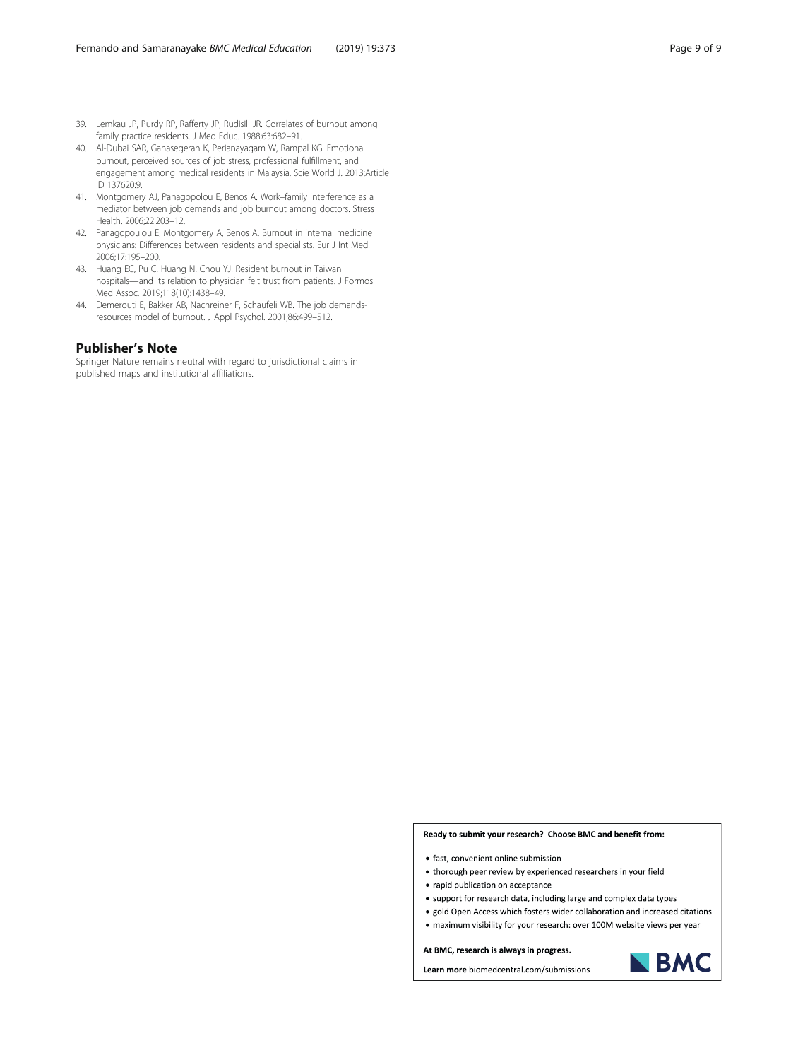39. Lemkau JP, Purdy RP, Rafferty JP, Rudisill JR. Correlates of burnout among family practice residents. J Med Educ. 1988;63:682–91.
40. Al-Dubai SAR, Ganasegeran K, Perianayagam W, Rampal KG. Emotional burnout, perceived sources of job stress, professional fulfillment, and engagement among medical residents in Malaysia. Scie World J. 2013;Article ID 137620:9.
41. Montgomery AJ, Panagopolou E, Benos A. Work–family interference as a mediator between job demands and job burnout among doctors. Stress Health. 2006;22:203–12.
42. Panagopoulou E, Montgomery A, Benos A. Burnout in internal medicine physicians: Differences between residents and specialists. Eur J Int Med. 2006;17:195–200.
43. Huang EC, Pu C, Huang N, Chou YJ. Resident burnout in Taiwan hospitals—and its relation to physician felt trust from patients. J Formos Med Assoc. 2019;118(10):1438–49.
44. Demerouti E, Bakker AB, Nachreiner F, Schaufeli WB. The job demands-resources model of burnout. J Appl Psychol. 2001;86:499–512.

## Publisher's Note

Springer Nature remains neutral with regard to jurisdictional claims in published maps and institutional affiliations.

**Ready to submit your research? Choose BMC and benefit from:**

- fast, convenient online submission
- thorough peer review by experienced researchers in your field
- rapid publication on acceptance
- support for research data, including large and complex data types
- gold Open Access which fosters wider collaboration and increased citations
- maximum visibility for your research: over 100M website views per year

**At BMC, research is always in progress.**

**Learn more** biomedcentral.com/submissions

BMC